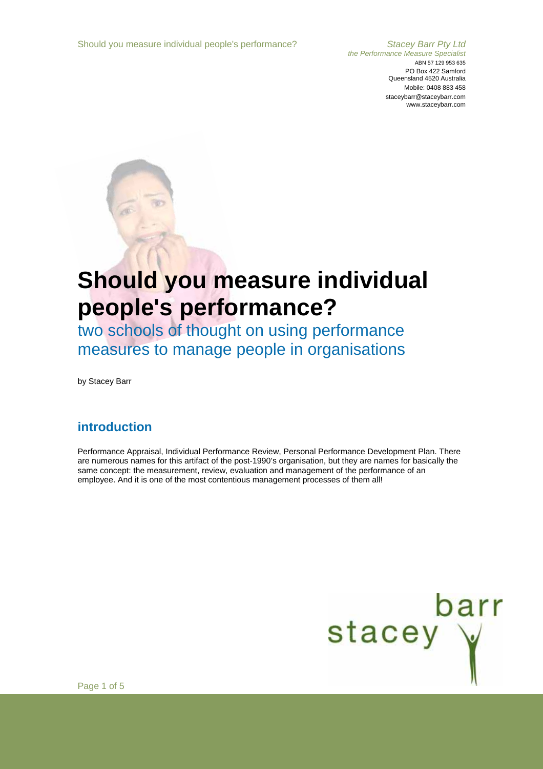Stacey Barr Pty Ltd
*the Performance Measure Specialist*
ABN 57 129 953 635
PO Box 422 Samford
Queensland 4520 Australia
Mobile: 0408 883 458
staceybarr@staceybarr.com
www.staceybarr.com

# Should you measure individual people's performance?

two schools of thought on using performance measures to manage people in organisations

by Stacey Barr

## introduction

Performance Appraisal, Individual Performance Review, Personal Performance Development Plan. There are numerous names for this artifact of the post-1990's organisation, but they are names for basically the same concept: the measurement, review, evaluation and management of the performance of an employee. And it is one of the most contentious management processes of them all!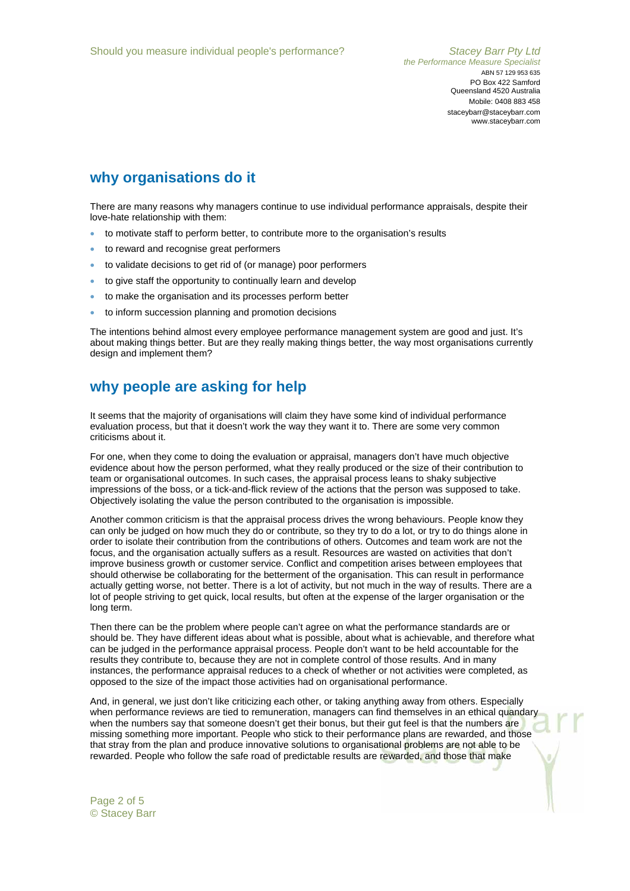## why organisations do it

There are many reasons why managers continue to use individual performance appraisals, despite their love-hate relationship with them:

- to motivate staff to perform better, to contribute more to the organisation's results
- to reward and recognise great performers
- to validate decisions to get rid of (or manage) poor performers
- to give staff the opportunity to continually learn and develop
- to make the organisation and its processes perform better
- to inform succession planning and promotion decisions

The intentions behind almost every employee performance management system are good and just. It's about making things better. But are they really making things better, the way most organisations currently design and implement them?

## why people are asking for help

It seems that the majority of organisations will claim they have some kind of individual performance evaluation process, but that it doesn't work the way they want it to. There are some very common criticisms about it.

For one, when they come to doing the evaluation or appraisal, managers don't have much objective evidence about how the person performed, what they really produced or the size of their contribution to team or organisational outcomes. In such cases, the appraisal process leans to shaky subjective impressions of the boss, or a tick-and-flick review of the actions that the person was supposed to take. Objectively isolating the value the person contributed to the organisation is impossible.

Another common criticism is that the appraisal process drives the wrong behaviours. People know they can only be judged on how much they do or contribute, so they try to do a lot, or try to do things alone in order to isolate their contribution from the contributions of others. Outcomes and team work are not the focus, and the organisation actually suffers as a result. Resources are wasted on activities that don't improve business growth or customer service. Conflict and competition arises between employees that should otherwise be collaborating for the betterment of the organisation. This can result in performance actually getting worse, not better. There is a lot of activity, but not much in the way of results. There are a lot of people striving to get quick, local results, but often at the expense of the larger organisation or the long term.

Then there can be the problem where people can't agree on what the performance standards are or should be. They have different ideas about what is possible, about what is achievable, and therefore what can be judged in the performance appraisal process. People don't want to be held accountable for the results they contribute to, because they are not in complete control of those results. And in many instances, the performance appraisal reduces to a check of whether or not activities were completed, as opposed to the size of the impact those activities had on organisational performance.

And, in general, we just don't like criticizing each other, or taking anything away from others. Especially when performance reviews are tied to remuneration, managers can find themselves in an ethical quandary when the numbers say that someone doesn't get their bonus, but their gut feel is that the numbers are missing something more important. People who stick to their performance plans are rewarded, and those that stray from the plan and produce innovative solutions to organisational problems are not able to be rewarded. People who follow the safe road of predictable results are rewarded, and those that make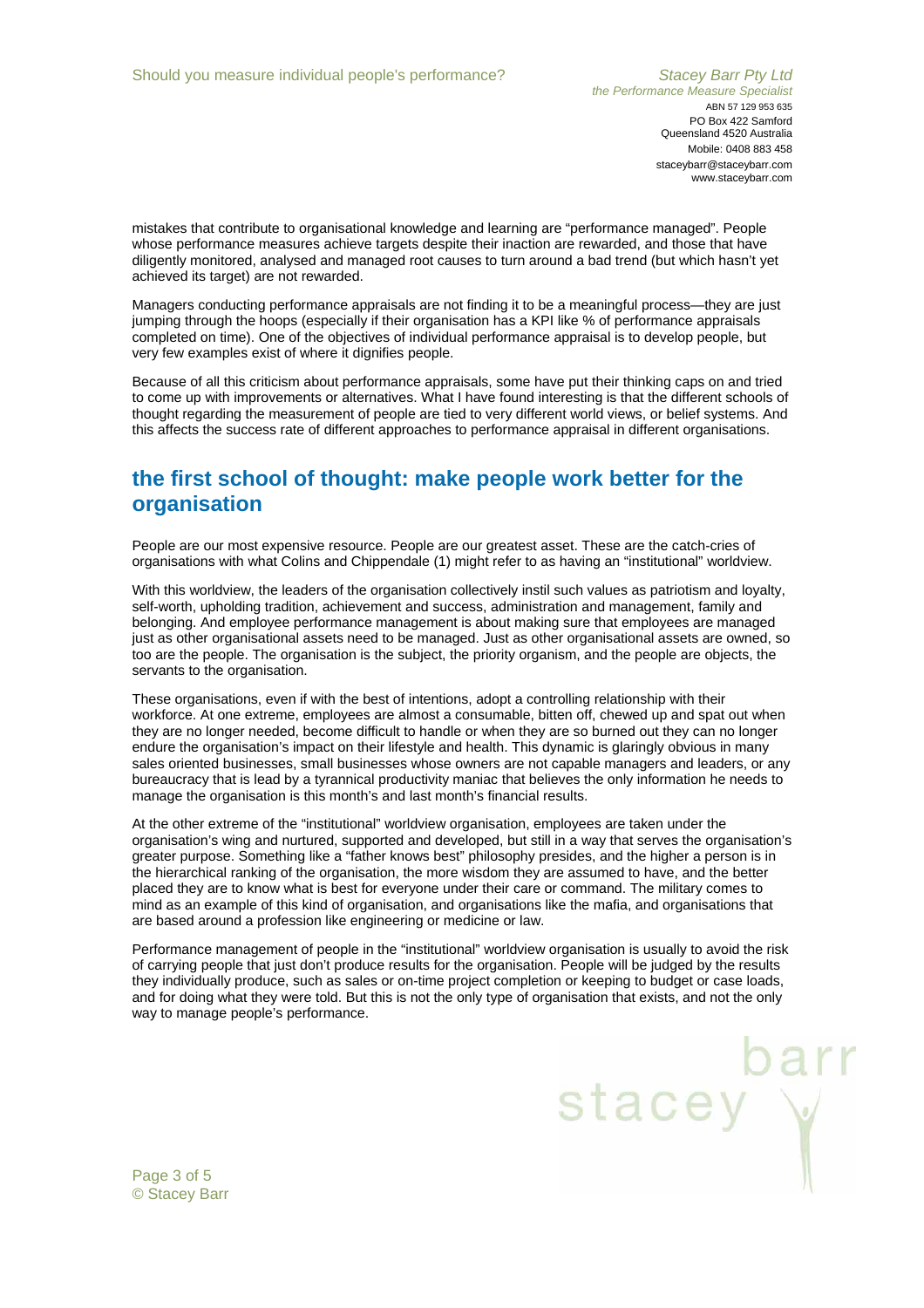mistakes that contribute to organisational knowledge and learning are "performance managed". People whose performance measures achieve targets despite their inaction are rewarded, and those that have diligently monitored, analysed and managed root causes to turn around a bad trend (but which hasn't yet achieved its target) are not rewarded.

Managers conducting performance appraisals are not finding it to be a meaningful process—they are just jumping through the hoops (especially if their organisation has a KPI like % of performance appraisals completed on time). One of the objectives of individual performance appraisal is to develop people, but very few examples exist of where it dignifies people.

Because of all this criticism about performance appraisals, some have put their thinking caps on and tried to come up with improvements or alternatives. What I have found interesting is that the different schools of thought regarding the measurement of people are tied to very different world views, or belief systems. And this affects the success rate of different approaches to performance appraisal in different organisations.

## the first school of thought: make people work better for the organisation

People are our most expensive resource. People are our greatest asset. These are the catch-cries of organisations with what Colins and Chippendale (1) might refer to as having an "institutional" worldview.

With this worldview, the leaders of the organisation collectively instil such values as patriotism and loyalty, self-worth, upholding tradition, achievement and success, administration and management, family and belonging. And employee performance management is about making sure that employees are managed just as other organisational assets need to be managed. Just as other organisational assets are owned, so too are the people. The organisation is the subject, the priority organism, and the people are objects, the servants to the organisation.

These organisations, even if with the best of intentions, adopt a controlling relationship with their workforce. At one extreme, employees are almost a consumable, bitten off, chewed up and spat out when they are no longer needed, become difficult to handle or when they are so burned out they can no longer endure the organisation's impact on their lifestyle and health. This dynamic is glaringly obvious in many sales oriented businesses, small businesses whose owners are not capable managers and leaders, or any bureaucracy that is lead by a tyrannical productivity maniac that believes the only information he needs to manage the organisation is this month's and last month's financial results.

At the other extreme of the "institutional" worldview organisation, employees are taken under the organisation's wing and nurtured, supported and developed, but still in a way that serves the organisation's greater purpose. Something like a "father knows best" philosophy presides, and the higher a person is in the hierarchical ranking of the organisation, the more wisdom they are assumed to have, and the better placed they are to know what is best for everyone under their care or command. The military comes to mind as an example of this kind of organisation, and organisations like the mafia, and organisations that are based around a profession like engineering or medicine or law.

Performance management of people in the "institutional" worldview organisation is usually to avoid the risk of carrying people that just don't produce results for the organisation. People will be judged by the results they individually produce, such as sales or on-time project completion or keeping to budget or case loads, and for doing what they were told. But this is not the only type of organisation that exists, and not the only way to manage people's performance.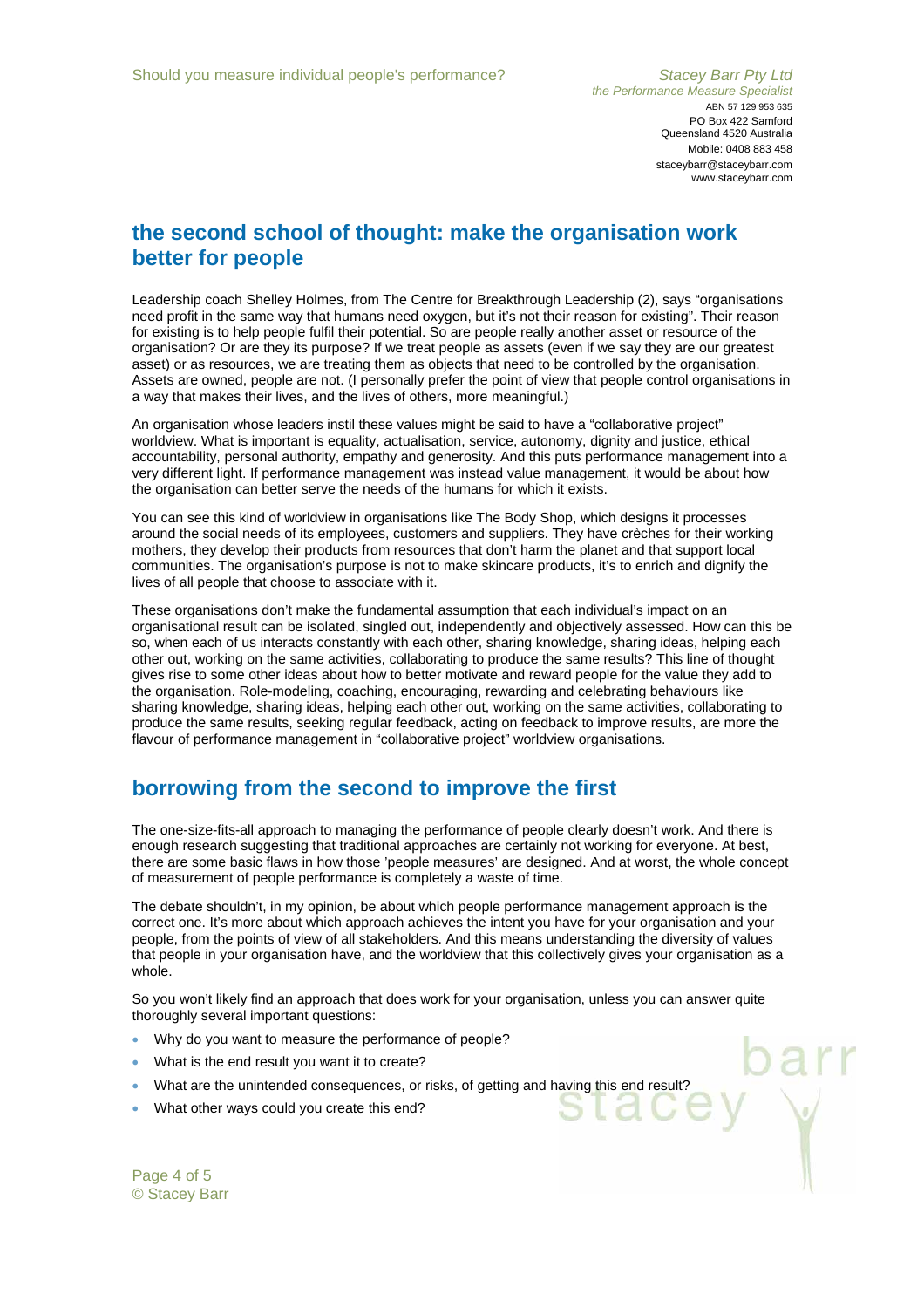## the second school of thought: make the organisation work better for people

Leadership coach Shelley Holmes, from The Centre for Breakthrough Leadership (2), says "organisations need profit in the same way that humans need oxygen, but it's not their reason for existing". Their reason for existing is to help people fulfil their potential. So are people really another asset or resource of the organisation? Or are they its purpose? If we treat people as assets (even if we say they are our greatest asset) or as resources, we are treating them as objects that need to be controlled by the organisation. Assets are owned, people are not. (I personally prefer the point of view that people control organisations in a way that makes their lives, and the lives of others, more meaningful.)

An organisation whose leaders instil these values might be said to have a "collaborative project" worldview. What is important is equality, actualisation, service, autonomy, dignity and justice, ethical accountability, personal authority, empathy and generosity. And this puts performance management into a very different light. If performance management was instead value management, it would be about how the organisation can better serve the needs of the humans for which it exists.

You can see this kind of worldview in organisations like The Body Shop, which designs it processes around the social needs of its employees, customers and suppliers. They have crèches for their working mothers, they develop their products from resources that don't harm the planet and that support local communities. The organisation's purpose is not to make skincare products, it's to enrich and dignify the lives of all people that choose to associate with it.

These organisations don't make the fundamental assumption that each individual's impact on an organisational result can be isolated, singled out, independently and objectively assessed. How can this be so, when each of us interacts constantly with each other, sharing knowledge, sharing ideas, helping each other out, working on the same activities, collaborating to produce the same results? This line of thought gives rise to some other ideas about how to better motivate and reward people for the value they add to the organisation. Role-modeling, coaching, encouraging, rewarding and celebrating behaviours like sharing knowledge, sharing ideas, helping each other out, working on the same activities, collaborating to produce the same results, seeking regular feedback, acting on feedback to improve results, are more the flavour of performance management in "collaborative project" worldview organisations.

## borrowing from the second to improve the first

The one-size-fits-all approach to managing the performance of people clearly doesn't work. And there is enough research suggesting that traditional approaches are certainly not working for everyone. At best, there are some basic flaws in how those 'people measures' are designed. And at worst, the whole concept of measurement of people performance is completely a waste of time.

The debate shouldn't, in my opinion, be about which people performance management approach is the correct one. It's more about which approach achieves the intent you have for your organisation and your people, from the points of view of all stakeholders. And this means understanding the diversity of values that people in your organisation have, and the worldview that this collectively gives your organisation as a whole.

So you won't likely find an approach that does work for your organisation, unless you can answer quite thoroughly several important questions:

- Why do you want to measure the performance of people?
- What is the end result you want it to create?
- What are the unintended consequences, or risks, of getting and having this end result?
- What other ways could you create this end?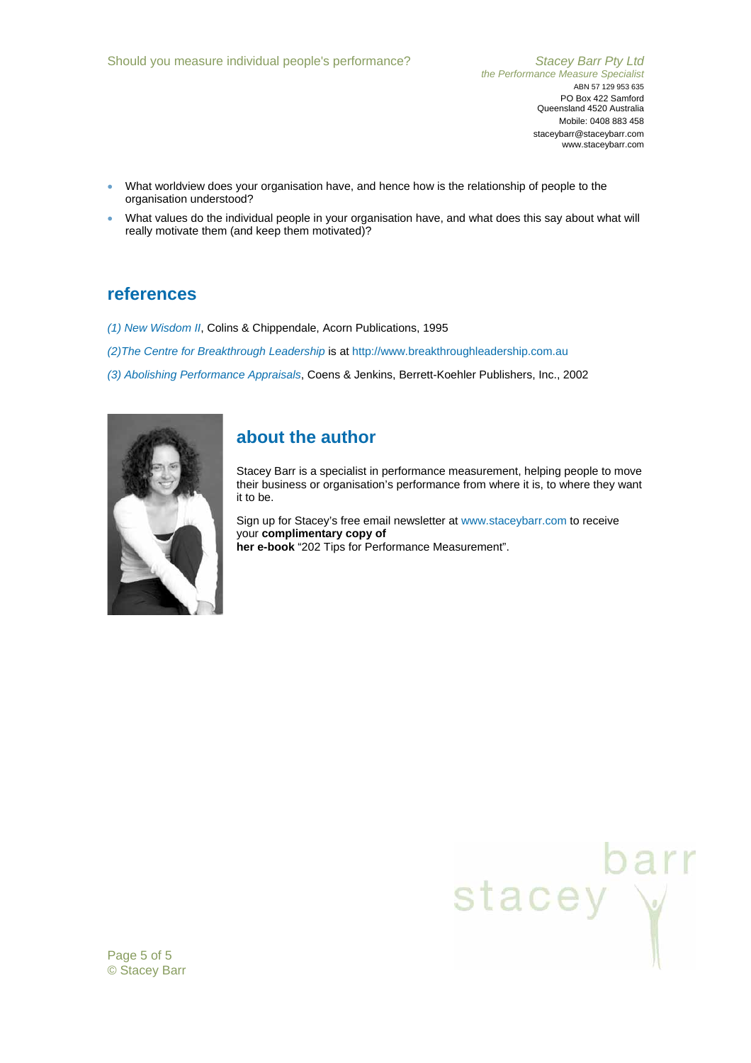- What worldview does your organisation have, and hence how is the relationship of people to the organisation understood?
- What values do the individual people in your organisation have, and what does this say about what will really motivate them (and keep them motivated)?

## references

*(1) New Wisdom II*, Colins & Chippendale, Acorn Publications, 1995

*(2)The Centre for Breakthrough Leadership* is at http://www.breakthroughleadership.com.au

*(3) Abolishing Performance Appraisals*, Coens & Jenkins, Berrett-Koehler Publishers, Inc., 2002

## about the author

Stacey Barr is a specialist in performance measurement, helping people to move their business or organisation's performance from where it is, to where they want it to be.

Sign up for Stacey's free email newsletter at www.staceybarr.com to receive your **complimentary copy of her e-book** "202 Tips for Performance Measurement".